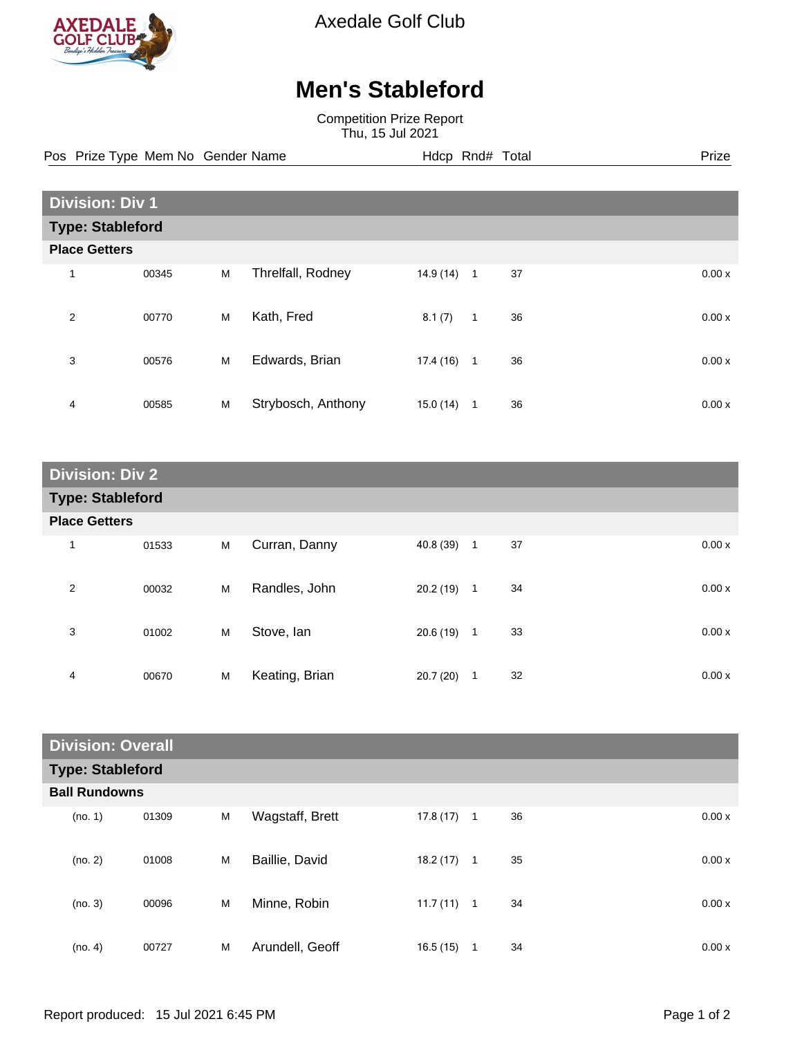Axedale Golf Club

# Men's Stableford

Competition Prize Report
Thu, 15 Jul 2021

## Division: Div 1

### Type: Stableford

**Place Getters**

| Pos | Prize Type | Mem No | Gender | Name | Hdcp | Rnd# | Total | Prize |
|---|---|---|---|---|---|---|---|---|
| 1 | | 00345 | M | Threlfall, Rodney | 14.9 (14) | 1 | 37 | 0.00 x |
| 2 | | 00770 | M | Kath, Fred | 8.1 (7) | 1 | 36 | 0.00 x |
| 3 | | 00576 | M | Edwards, Brian | 17.4 (16) | 1 | 36 | 0.00 x |
| 4 | | 00585 | M | Strybosch, Anthony | 15.0 (14) | 1 | 36 | 0.00 x |

## Division: Div 2

### Type: Stableford

**Place Getters**

| Pos | Prize Type | Mem No | Gender | Name | Hdcp | Rnd# | Total | Prize |
|---|---|---|---|---|---|---|---|---|
| 1 | | 01533 | M | Curran, Danny | 40.8 (39) | 1 | 37 | 0.00 x |
| 2 | | 00032 | M | Randles, John | 20.2 (19) | 1 | 34 | 0.00 x |
| 3 | | 01002 | M | Stove, Ian | 20.6 (19) | 1 | 33 | 0.00 x |
| 4 | | 00670 | M | Keating, Brian | 20.7 (20) | 1 | 32 | 0.00 x |

## Division: Overall

### Type: Stableford

**Ball Rundowns**

| Pos | Prize Type | Mem No | Gender | Name | Hdcp | Rnd# | Total | Prize |
|---|---|---|---|---|---|---|---|---|
| (no. 1) | | 01309 | M | Wagstaff, Brett | 17.8 (17) | 1 | 36 | 0.00 x |
| (no. 2) | | 01008 | M | Baillie, David | 18.2 (17) | 1 | 35 | 0.00 x |
| (no. 3) | | 00096 | M | Minne, Robin | 11.7 (11) | 1 | 34 | 0.00 x |
| (no. 4) | | 00727 | M | Arundell, Geoff | 16.5 (15) | 1 | 34 | 0.00 x |

Report produced: 15 Jul 2021 6:45 PM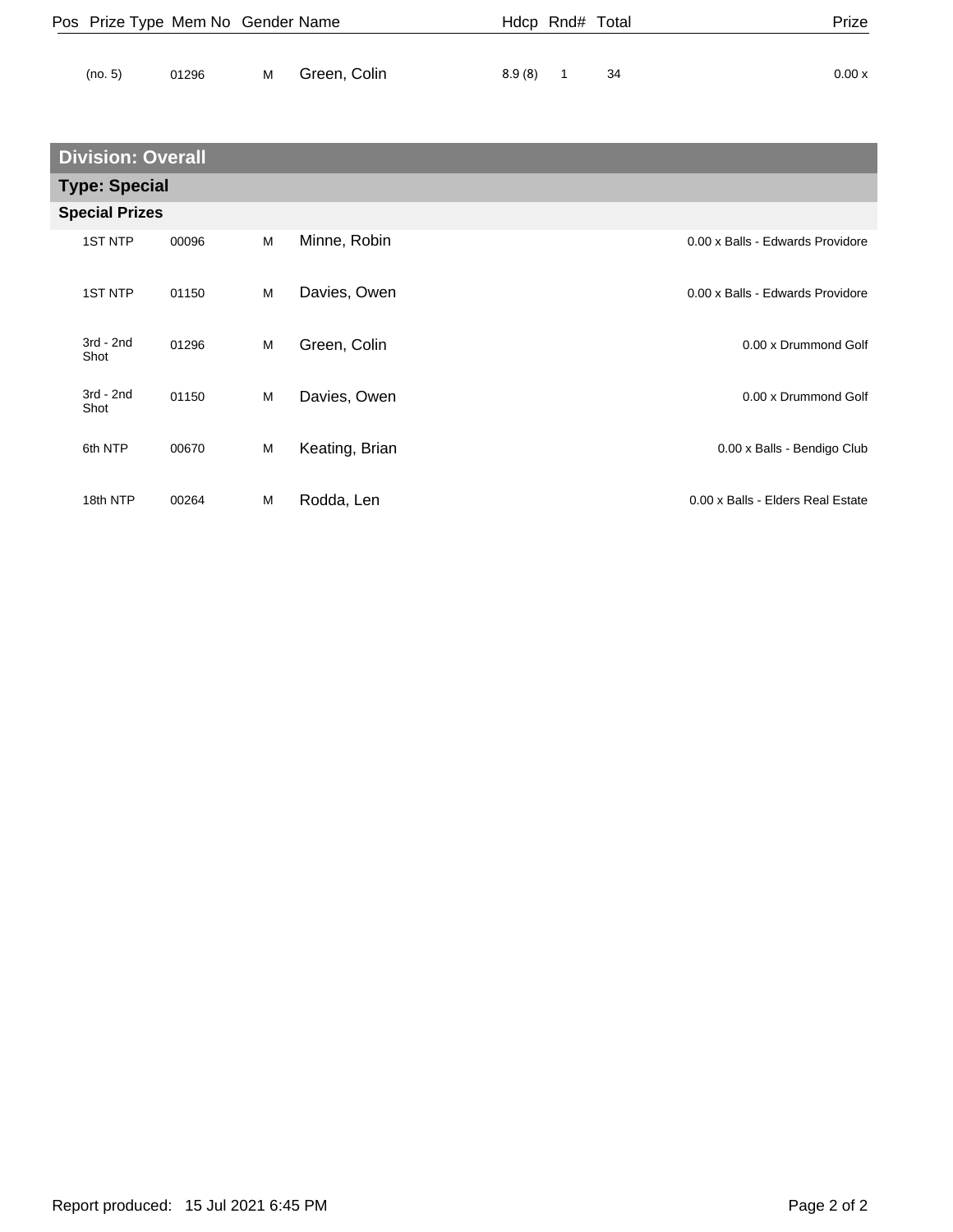| Pos | Prize Type | Mem No | Gender | Name | Hdcp | Rnd# | Total | Prize |
|---|---|---|---|---|---|---|---|---|
| (no. 5) | | 01296 | M | Green, Colin | 8.9 (8) | 1 | 34 | 0.00 x |

## Division: Overall

### Type: Special

#### Special Prizes

| | | | | |
|---|---|---|---|---|
| 1ST NTP | 00096 | M | Minne, Robin | 0.00 x Balls - Edwards Providore |
| 1ST NTP | 01150 | M | Davies, Owen | 0.00 x Balls - Edwards Providore |
| 3rd - 2nd Shot | 01296 | M | Green, Colin | 0.00 x Drummond Golf |
| 3rd - 2nd Shot | 01150 | M | Davies, Owen | 0.00 x Drummond Golf |
| 6th NTP | 00670 | M | Keating, Brian | 0.00 x Balls - Bendigo Club |
| 18th NTP | 00264 | M | Rodda, Len | 0.00 x Balls - Elders Real Estate |

Report produced: 15 Jul 2021 6:45 PM